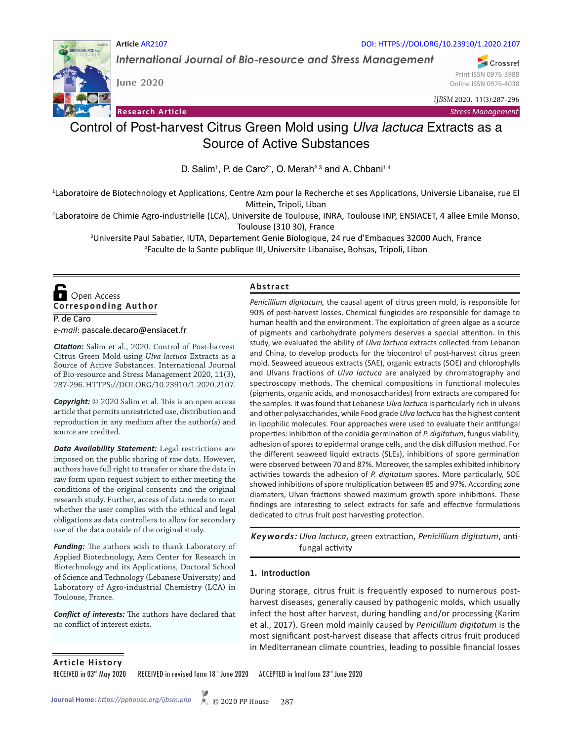Article AR2107

DOI: HTTPS://DOI.ORG/10.23910/1.2020.2107

*International Journal of Bio-resource and Stress Management*

June 2020

Print ISSN 0976-3988
Online ISSN 0976-4038

*IJBSM* 2020, 11(3):287-296

**Research Article** — *Stress Management*

# Control of Post-harvest Citrus Green Mold using *Ulva lactuca* Extracts as a Source of Active Substances

D. Salim[1], P. de Caro[2*], O. Merah[2,3] and A. Chbani[1,4]

[1]Laboratoire de Biotechnologie et Applications, Centre Azm pour la Recherche et ses Applications, Universie Libanaise, rue El Mittein, Tripoli, Liban

[2]Laboratoire de Chimie Agro-industrielle (LCA), Universite de Toulouse, INRA, Toulouse INP, ENSIACET, 4 allee Emile Monso, Toulouse (310 30), France

[3]Universite Paul Sabatier, IUTA, Departement Genie Biologique, 24 rue d'Embaques 32000 Auch, France

[4]Faculte de la Sante publique III, Universite Libanaise, Bohsas, Tripoli, Liban

Open Access

**Corresponding Author**

P. de Caro

*e-mail*: pascale.decaro@ensiacet.fr

***Citation:*** Salim et al., 2020. Control of Post-harvest Citrus Green Mold using *Ulva lactuca* Extracts as a Source of Active Substances. International Journal of Bio-resource and Stress Management 2020, 11(3), 287-296. HTTPS://DOI.ORG/10.23910/1.2020.2107.

***Copyright:*** © 2020 Salim et al. This is an open access article that permits unrestricted use, distribution and reproduction in any medium after the author(s) and source are credited.

***Data Availability Statement:*** Legal restrictions are imposed on the public sharing of raw data. However, authors have full right to transfer or share the data in raw form upon request subject to either meeting the conditions of the original consents and the original research study. Further, access of data needs to meet whether the user complies with the ethical and legal obligations as data controllers to allow for secondary use of the data outside of the original study.

***Funding:*** The authors wish to thank Laboratory of Applied Biotechnology, Azm Center for Research in Biotechnology and its Applications, Doctoral School of Science and Technology (Lebanese University) and Laboratory of Agro-industrial Chemistry (LCA) in Toulouse, France.

***Conflict of interests:*** The authors have declared that no conflict of interest exists.

## Abstract

*Penicillium digitatum,* the causal agent of citrus green mold, is responsible for 90% of post-harvest losses. Chemical fungicides are responsible for damage to human health and the environment. The exploitation of green algae as a source of pigments and carbohydrate polymers deserves a special attention. In this study, we evaluated the ability of *Ulva lactuca* extracts collected from Lebanon and China, to develop products for the biocontrol of post-harvest citrus green mold. Seaweed aqueous extracts (SAE), organic extracts (SOE) and chlorophylls and Ulvans fractions of *Ulva lactuca* are analyzed by chromatography and spectroscopy methods. The chemical compositions in functional molecules (pigments, organic acids, and monosaccharides) from extracts are compared for the samples. It was found that Lebanese *Ulva lactuca* is particularly rich in ulvans and other polysaccharides, while Food grade *Ulva lactuca* has the highest content in lipophilic molecules. Four approaches were used to evaluate their antifungal properties: inhibition of the conidia germination of *P. digitatum*, fungus viability, adhesion of spores to epidermal orange cells, and the disk diffusion method. For the different seaweed liquid extracts (SLEs), inhibitions of spore germination were observed between 70 and 87%. Moreover, the samples exhibited inhibitory activities towards the adhesion of *P. digitatum* spores. More particularly, SOE showed inhibitions of spore multiplication between 85 and 97%. According zone diamaters, Ulvan fractions showed maximum growth spore inhibitions. These findings are interesting to select extracts for safe and effective formulations dedicated to citrus fruit post harvesting protection.

***Keywords:*** *Ulva lactuca*, green extraction, *Penicillium digitatum*, anti-fungal activity

## 1. Introduction

During storage, citrus fruit is frequently exposed to numerous post-harvest diseases, generally caused by pathogenic molds, which usually infect the host after harvest, during handling and/or processing (Karim et al., 2017). Green mold mainly caused by *Penicillium digitatum* is the most significant post-harvest disease that affects citrus fruit produced in Mediterranean climate countries, leading to possible financial losses

**Article History**

RECEIVED in 03rd May 2020 RECEIVED in revised form 18th June 2020 ACCEPTED in final form 23rd June 2020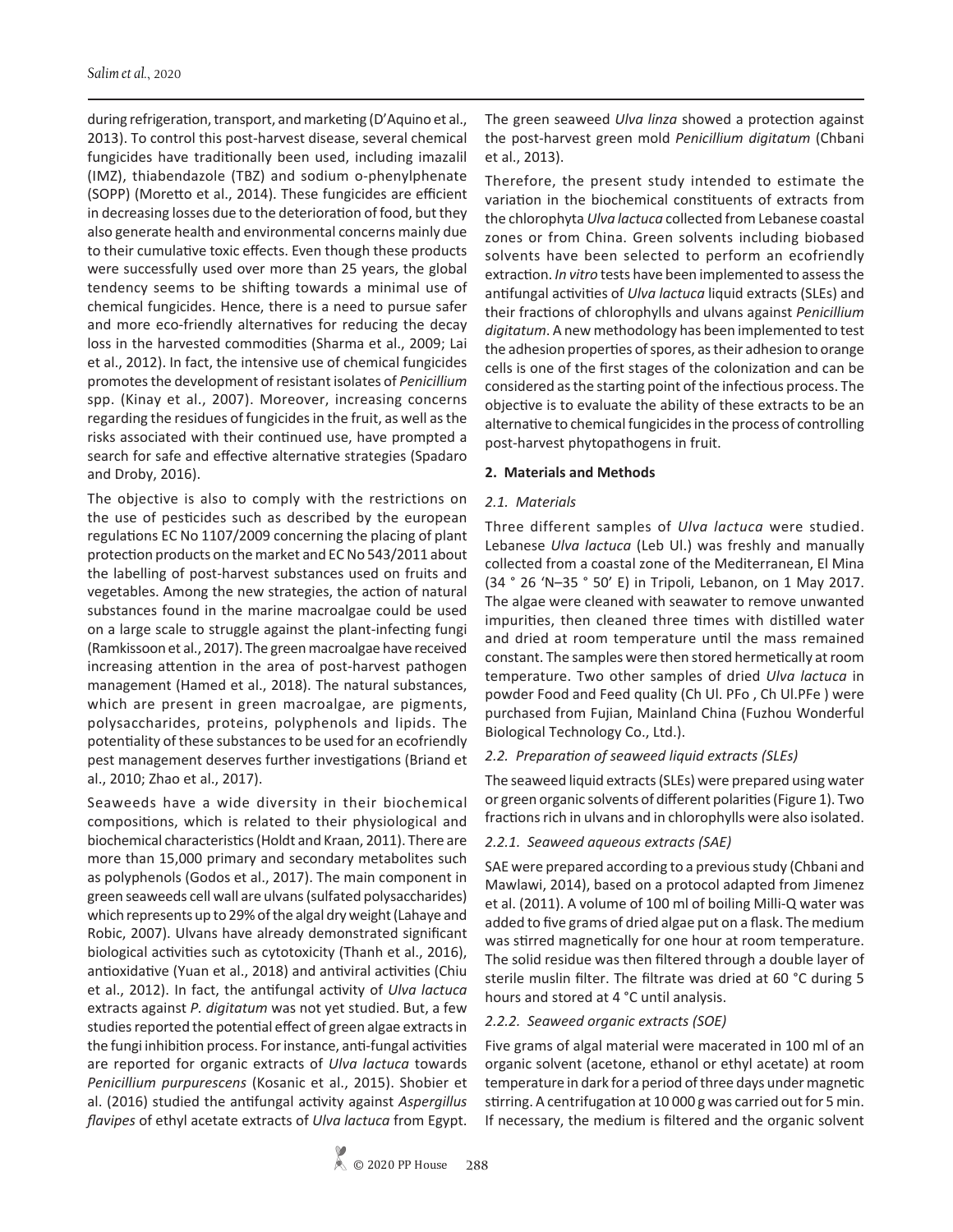during refrigeration, transport, and marketing (D'Aquino et al., 2013). To control this post-harvest disease, several chemical fungicides have traditionally been used, including imazalil (IMZ), thiabendazole (TBZ) and sodium o-phenylphenate (SOPP) (Moretto et al., 2014). These fungicides are efficient in decreasing losses due to the deterioration of food, but they also generate health and environmental concerns mainly due to their cumulative toxic effects. Even though these products were successfully used over more than 25 years, the global tendency seems to be shifting towards a minimal use of chemical fungicides. Hence, there is a need to pursue safer and more eco-friendly alternatives for reducing the decay loss in the harvested commodities (Sharma et al., 2009; Lai et al., 2012). In fact, the intensive use of chemical fungicides promotes the development of resistant isolates of *Penicillium* spp. (Kinay et al., 2007). Moreover, increasing concerns regarding the residues of fungicides in the fruit, as well as the risks associated with their continued use, have prompted a search for safe and effective alternative strategies (Spadaro and Droby, 2016).

The objective is also to comply with the restrictions on the use of pesticides such as described by the european regulations EC No 1107/2009 concerning the placing of plant protection products on the market and EC No 543/2011 about the labelling of post-harvest substances used on fruits and vegetables. Among the new strategies, the action of natural substances found in the marine macroalgae could be used on a large scale to struggle against the plant-infecting fungi (Ramkissoon et al., 2017). The green macroalgae have received increasing attention in the area of post-harvest pathogen management (Hamed et al., 2018). The natural substances, which are present in green macroalgae, are pigments, polysaccharides, proteins, polyphenols and lipids. The potentiality of these substances to be used for an ecofriendly pest management deserves further investigations (Briand et al., 2010; Zhao et al., 2017).

Seaweeds have a wide diversity in their biochemical compositions, which is related to their physiological and biochemical characteristics (Holdt and Kraan, 2011). There are more than 15,000 primary and secondary metabolites such as polyphenols (Godos et al., 2017). The main component in green seaweeds cell wall are ulvans (sulfated polysaccharides) which represents up to 29% of the algal dry weight (Lahaye and Robic, 2007). Ulvans have already demonstrated significant biological activities such as cytotoxicity (Thanh et al., 2016), antioxidative (Yuan et al., 2018) and antiviral activities (Chiu et al., 2012). In fact, the antifungal activity of *Ulva lactuca* extracts against *P. digitatum* was not yet studied. But, a few studies reported the potential effect of green algae extracts in the fungi inhibition process. For instance, anti-fungal activities are reported for organic extracts of *Ulva lactuca* towards *Penicillium purpurescens* (Kosanic et al., 2015). Shobier et al. (2016) studied the antifungal activity against *Aspergillus flavipes* of ethyl acetate extracts of *Ulva lactuca* from Egypt. The green seaweed *Ulva linza* showed a protection against the post-harvest green mold *Penicillium digitatum* (Chbani et al., 2013).

Therefore, the present study intended to estimate the variation in the biochemical constituents of extracts from the chlorophyta *Ulva lactuca* collected from Lebanese coastal zones or from China. Green solvents including biobased solvents have been selected to perform an ecofriendly extraction. *In vitro* tests have been implemented to assess the antifungal activities of *Ulva lactuca* liquid extracts (SLEs) and their fractions of chlorophylls and ulvans against *Penicillium digitatum*. A new methodology has been implemented to test the adhesion properties of spores, as their adhesion to orange cells is one of the first stages of the colonization and can be considered as the starting point of the infectious process. The objective is to evaluate the ability of these extracts to be an alternative to chemical fungicides in the process of controlling post-harvest phytopathogens in fruit.

## 2. Materials and Methods

### *2.1. Materials*

Three different samples of *Ulva lactuca* were studied. Lebanese *Ulva lactuca* (Leb Ul.) was freshly and manually collected from a coastal zone of the Mediterranean, El Mina (34 ° 26 'N–35 ° 50' E) in Tripoli, Lebanon, on 1 May 2017. The algae were cleaned with seawater to remove unwanted impurities, then cleaned three times with distilled water and dried at room temperature until the mass remained constant. The samples were then stored hermetically at room temperature. Two other samples of dried *Ulva lactuca* in powder Food and Feed quality (Ch Ul. PFo , Ch Ul.PFe ) were purchased from Fujian, Mainland China (Fuzhou Wonderful Biological Technology Co., Ltd.).

### *2.2. Preparation of seaweed liquid extracts (SLEs)*

The seaweed liquid extracts (SLEs) were prepared using water or green organic solvents of different polarities (Figure 1). Two fractions rich in ulvans and in chlorophylls were also isolated.

#### *2.2.1. Seaweed aqueous extracts (SAE)*

SAE were prepared according to a previous study (Chbani and Mawlawi, 2014), based on a protocol adapted from Jimenez et al. (2011). A volume of 100 ml of boiling Milli-Q water was added to five grams of dried algae put on a flask. The medium was stirred magnetically for one hour at room temperature. The solid residue was then filtered through a double layer of sterile muslin filter. The filtrate was dried at 60 °C during 5 hours and stored at 4 °C until analysis.

#### *2.2.2. Seaweed organic extracts (SOE)*

Five grams of algal material were macerated in 100 ml of an organic solvent (acetone, ethanol or ethyl acetate) at room temperature in dark for a period of three days under magnetic stirring. A centrifugation at 10 000 g was carried out for 5 min. If necessary, the medium is filtered and the organic solvent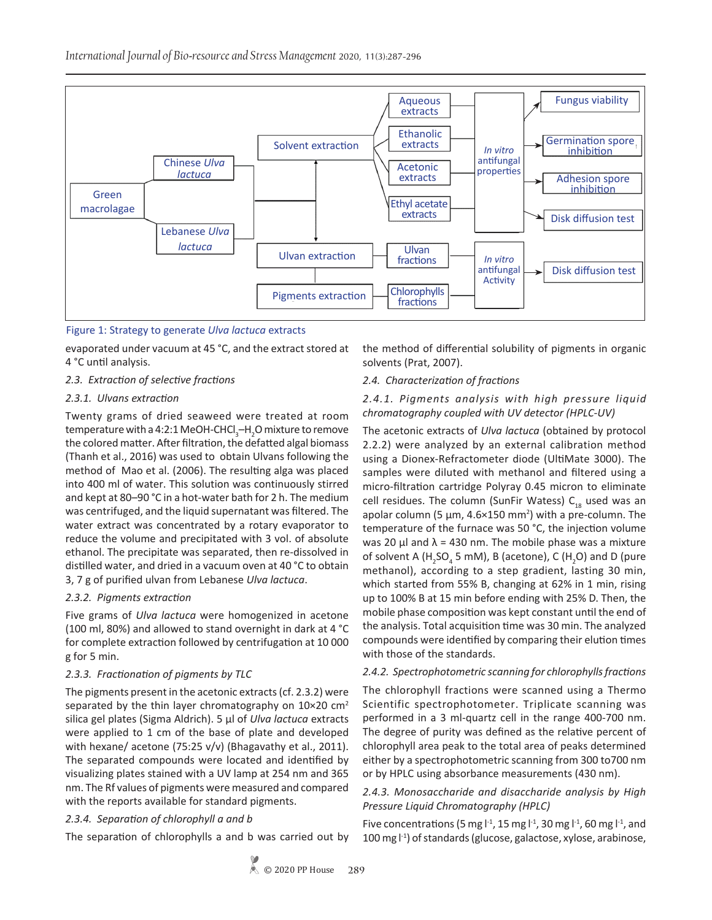Figure 1: Strategy to generate *Ulva lactuca* extracts

evaporated under vacuum at 45 °C, and the extract stored at 4 °C until analysis.

*2.3. Extraction of selective fractions*

*2.3.1. Ulvans extraction*

Twenty grams of dried seaweed were treated at room temperature with a 4:2:1 MeOH-$CHCl_3$–$H_2O$ mixture to remove the colored matter. After filtration, the defatted algal biomass (Thanh et al., 2016) was used to obtain Ulvans following the method of Mao et al. (2006). The resulting alga was placed into 400 ml of water. This solution was continuously stirred and kept at 80–90 °C in a hot-water bath for 2 h. The medium was centrifuged, and the liquid supernatant was filtered. The water extract was concentrated by a rotary evaporator to reduce the volume and precipitated with 3 vol. of absolute ethanol. The precipitate was separated, then re-dissolved in distilled water, and dried in a vacuum oven at 40 °C to obtain 3, 7 g of purified ulvan from Lebanese *Ulva lactuca*.

*2.3.2. Pigments extraction*

Five grams of *Ulva lactuca* were homogenized in acetone (100 ml, 80%) and allowed to stand overnight in dark at 4 °C for complete extraction followed by centrifugation at 10 000 g for 5 min.

*2.3.3. Fractionation of pigments by TLC*

The pigments present in the acetonic extracts (cf. 2.3.2) were separated by the thin layer chromatography on 10×20 $cm^2$ silica gel plates (Sigma Aldrich). 5 µl of *Ulva lactuca* extracts were applied to 1 cm of the base of plate and developed with hexane/ acetone (75:25 v/v) (Bhagavathy et al., 2011). The separated compounds were located and identified by visualizing plates stained with a UV lamp at 254 nm and 365 nm. The Rf values of pigments were measured and compared with the reports available for standard pigments.

*2.3.4. Separation of chlorophyll a and b*

The separation of chlorophylls a and b was carried out by the method of differential solubility of pigments in organic solvents (Prat, 2007).

*2.4. Characterization of fractions*

*2.4.1. Pigments analysis with high pressure liquid chromatography coupled with UV detector (HPLC-UV)*

The acetonic extracts of *Ulva lactuca* (obtained by protocol 2.2.2) were analyzed by an external calibration method using a Dionex-Refractometer diode (UltiMate 3000). The samples were diluted with methanol and filtered using a micro-filtration cartridge Polyray 0.45 micron to eliminate cell residues. The column (SunFir Watess) $C_{18}$ used was an apolar column (5 µm, 4.6×150 $mm^2$) with a pre-column. The temperature of the furnace was 50 °C, the injection volume was 20 µl and $\lambda$ = 430 nm. The mobile phase was a mixture of solvent A ($H_2SO_4$ 5 mM), B (acetone), C ($H_2O$) and D (pure methanol), according to a step gradient, lasting 30 min, which started from 55% B, changing at 62% in 1 min, rising up to 100% B at 15 min before ending with 25% D. Then, the mobile phase composition was kept constant until the end of the analysis. Total acquisition time was 30 min. The analyzed compounds were identified by comparing their elution times with those of the standards.

*2.4.2. Spectrophotometric scanning for chlorophylls fractions*

The chlorophyll fractions were scanned using a Thermo Scientific spectrophotometer. Triplicate scanning was performed in a 3 ml-quartz cell in the range 400-700 nm. The degree of purity was defined as the relative percent of chlorophyll area peak to the total area of peaks determined either by a spectrophotometric scanning from 300 to700 nm or by HPLC using absorbance measurements (430 nm).

*2.4.3. Monosaccharide and disaccharide analysis by High Pressure Liquid Chromatography (HPLC)*

Five concentrations (5 mg $l^{-1}$, 15 mg $l^{-1}$, 30 mg $l^{-1}$, 60 mg $l^{-1}$, and 100 mg $l^{-1}$) of standards (glucose, galactose, xylose, arabinose,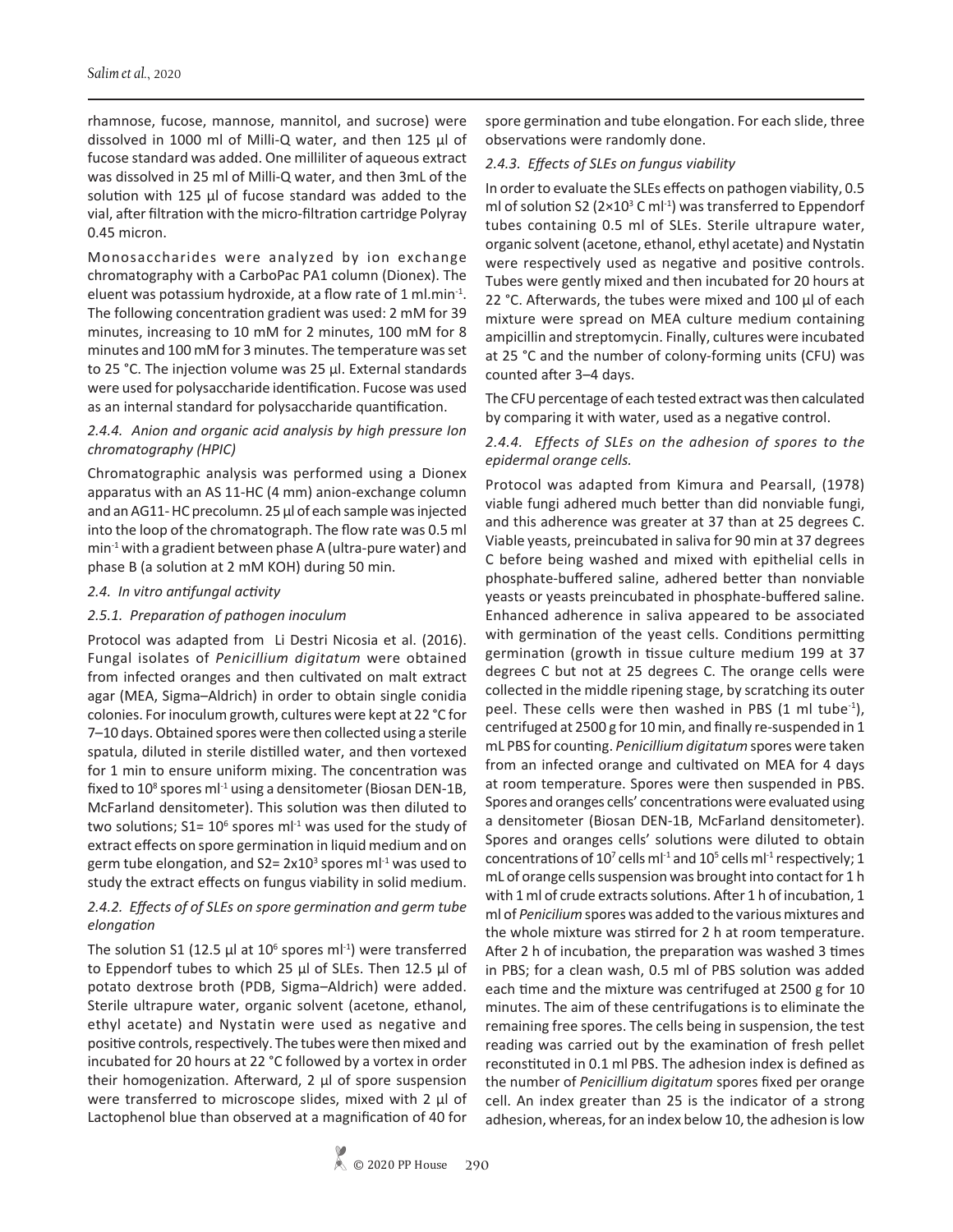rhamnose, fucose, mannose, mannitol, and sucrose) were dissolved in 1000 ml of Milli-Q water, and then 125 µl of fucose standard was added. One milliliter of aqueous extract was dissolved in 25 ml of Milli-Q water, and then 3mL of the solution with 125 µl of fucose standard was added to the vial, after filtration with the micro-filtration cartridge Polyray 0.45 micron.

Monosaccharides were analyzed by ion exchange chromatography with a CarboPac PA1 column (Dionex). The eluent was potassium hydroxide, at a flow rate of 1 ml.min$^{-1}$. The following concentration gradient was used: 2 mM for 39 minutes, increasing to 10 mM for 2 minutes, 100 mM for 8 minutes and 100 mM for 3 minutes. The temperature was set to 25 °C. The injection volume was 25 µl. External standards were used for polysaccharide identification. Fucose was used as an internal standard for polysaccharide quantification.

*2.4.4. Anion and organic acid analysis by high pressure Ion chromatography (HPIC)*

Chromatographic analysis was performed using a Dionex apparatus with an AS 11-HC (4 mm) anion-exchange column and an AG11- HC precolumn. 25 µl of each sample was injected into the loop of the chromatograph. The flow rate was 0.5 ml min$^{-1}$ with a gradient between phase A (ultra-pure water) and phase B (a solution at 2 mM KOH) during 50 min.

*2.4. In vitro antifungal activity*

*2.5.1. Preparation of pathogen inoculum*

Protocol was adapted from Li Destri Nicosia et al. (2016). Fungal isolates of *Penicillium digitatum* were obtained from infected oranges and then cultivated on malt extract agar (MEA, Sigma–Aldrich) in order to obtain single conidia colonies. For inoculum growth, cultures were kept at 22 °C for 7–10 days. Obtained spores were then collected using a sterile spatula, diluted in sterile distilled water, and then vortexed for 1 min to ensure uniform mixing. The concentration was fixed to $10^8$ spores ml$^{-1}$ using a densitometer (Biosan DEN-1B, McFarland densitometer). This solution was then diluted to two solutions; S1= $10^6$ spores ml$^{-1}$ was used for the study of extract effects on spore germination in liquid medium and on germ tube elongation, and S2= $2x10^3$ spores ml$^{-1}$ was used to study the extract effects on fungus viability in solid medium.

*2.4.2. Effects of of SLEs on spore germination and germ tube elongation*

The solution S1 (12.5 µl at $10^6$ spores ml$^{-1}$) were transferred to Eppendorf tubes to which 25 µl of SLEs. Then 12.5 µl of potato dextrose broth (PDB, Sigma–Aldrich) were added. Sterile ultrapure water, organic solvent (acetone, ethanol, ethyl acetate) and Nystatin were used as negative and positive controls, respectively. The tubes were then mixed and incubated for 20 hours at 22 °C followed by a vortex in order their homogenization. Afterward, 2 µl of spore suspension were transferred to microscope slides, mixed with 2 µl of Lactophenol blue than observed at a magnification of 40 for spore germination and tube elongation. For each slide, three observations were randomly done.

*2.4.3. Effects of SLEs on fungus viability*

In order to evaluate the SLEs effects on pathogen viability, 0.5 ml of solution S2 ($2\times10^3$ C ml$^{-1}$) was transferred to Eppendorf tubes containing 0.5 ml of SLEs. Sterile ultrapure water, organic solvent (acetone, ethanol, ethyl acetate) and Nystatin were respectively used as negative and positive controls. Tubes were gently mixed and then incubated for 20 hours at 22 °C. Afterwards, the tubes were mixed and 100 µl of each mixture were spread on MEA culture medium containing ampicillin and streptomycin. Finally, cultures were incubated at 25 °C and the number of colony-forming units (CFU) was counted after 3–4 days.

The CFU percentage of each tested extract was then calculated by comparing it with water, used as a negative control.

*2.4.4. Effects of SLEs on the adhesion of spores to the epidermal orange cells.*

Protocol was adapted from Kimura and Pearsall, (1978) viable fungi adhered much better than did nonviable fungi, and this adherence was greater at 37 than at 25 degrees C. Viable yeasts, preincubated in saliva for 90 min at 37 degrees C before being washed and mixed with epithelial cells in phosphate-buffered saline, adhered better than nonviable yeasts or yeasts preincubated in phosphate-buffered saline. Enhanced adherence in saliva appeared to be associated with germination of the yeast cells. Conditions permitting germination (growth in tissue culture medium 199 at 37 degrees C but not at 25 degrees C. The orange cells were collected in the middle ripening stage, by scratching its outer peel. These cells were then washed in PBS (1 ml tube$^{-1}$), centrifuged at 2500 g for 10 min, and finally re-suspended in 1 mL PBS for counting. *Penicillium digitatum* spores were taken from an infected orange and cultivated on MEA for 4 days at room temperature. Spores were then suspended in PBS. Spores and oranges cells' concentrations were evaluated using a densitometer (Biosan DEN-1B, McFarland densitometer). Spores and oranges cells' solutions were diluted to obtain concentrations of $10^7$ cells ml$^{-1}$ and $10^5$ cells ml$^{-1}$ respectively; 1 mL of orange cells suspension was brought into contact for 1 h with 1 ml of crude extracts solutions. After 1 h of incubation, 1 ml of *Penicilium* spores was added to the various mixtures and the whole mixture was stirred for 2 h at room temperature. After 2 h of incubation, the preparation was washed 3 times in PBS; for a clean wash, 0.5 ml of PBS solution was added each time and the mixture was centrifuged at 2500 g for 10 minutes. The aim of these centrifugations is to eliminate the remaining free spores. The cells being in suspension, the test reading was carried out by the examination of fresh pellet reconstituted in 0.1 ml PBS. The adhesion index is defined as the number of *Penicillium digitatum* spores fixed per orange cell. An index greater than 25 is the indicator of a strong adhesion, whereas, for an index below 10, the adhesion is low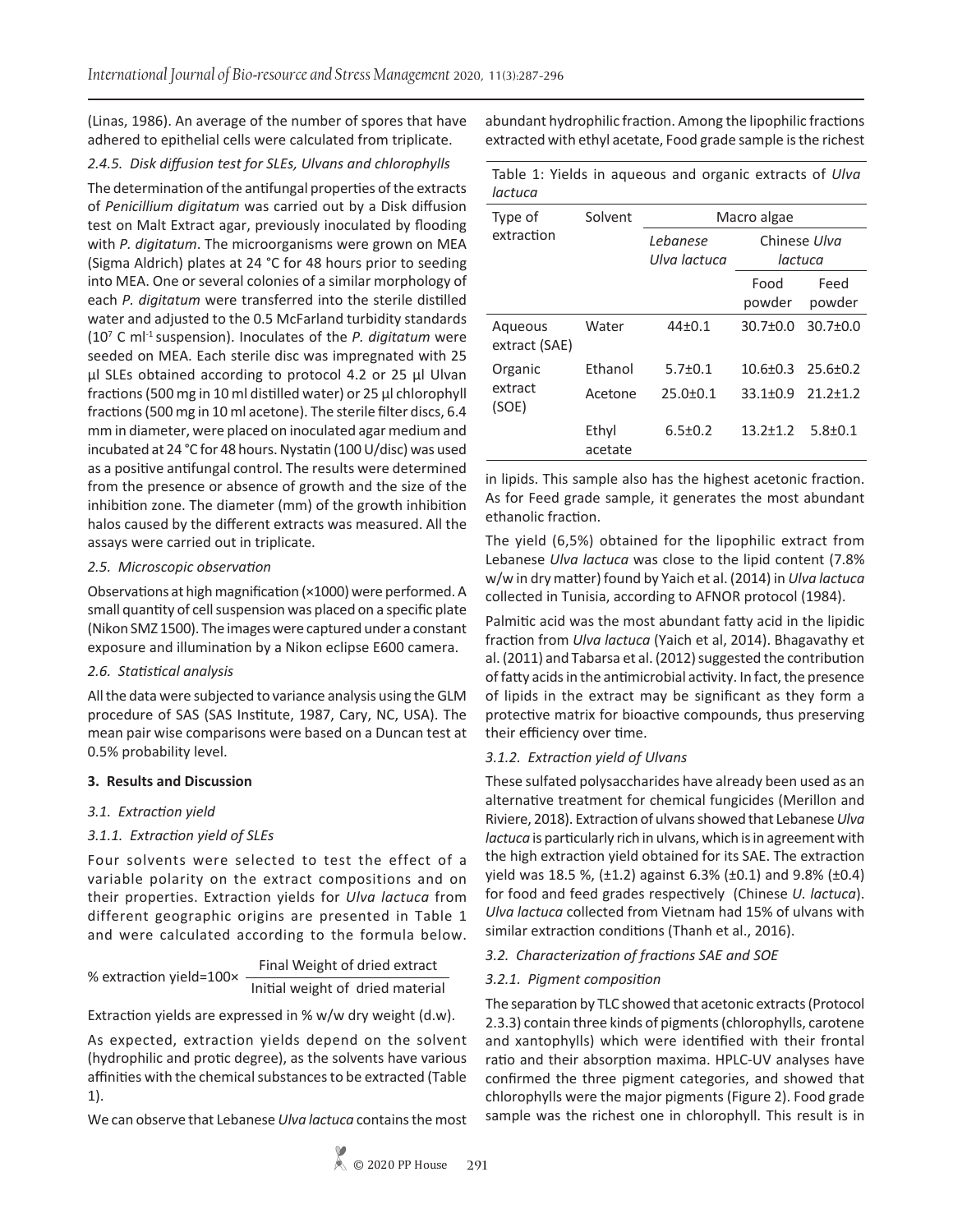(Linas, 1986). An average of the number of spores that have adhered to epithelial cells were calculated from triplicate.

*2.4.5. Disk diffusion test for SLEs, Ulvans and chlorophylls*

The determination of the antifungal properties of the extracts of *Penicillium digitatum* was carried out by a Disk diffusion test on Malt Extract agar, previously inoculated by flooding with *P. digitatum*. The microorganisms were grown on MEA (Sigma Aldrich) plates at 24 °C for 48 hours prior to seeding into MEA. One or several colonies of a similar morphology of each *P. digitatum* were transferred into the sterile distilled water and adjusted to the 0.5 McFarland turbidity standards ($10^7$ C $ml^{-1}$ suspension). Inoculates of the *P. digitatum* were seeded on MEA. Each sterile disc was impregnated with 25 µl SLEs obtained according to protocol 4.2 or 25 µl Ulvan fractions (500 mg in 10 ml distilled water) or 25 µl chlorophyll fractions (500 mg in 10 ml acetone). The sterile filter discs, 6.4 mm in diameter, were placed on inoculated agar medium and incubated at 24 °C for 48 hours. Nystatin (100 U/disc) was used as a positive antifungal control. The results were determined from the presence or absence of growth and the size of the inhibition zone. The diameter (mm) of the growth inhibition halos caused by the different extracts was measured. All the assays were carried out in triplicate.

*2.5. Microscopic observation*

Observations at high magnification (×1000) were performed. A small quantity of cell suspension was placed on a specific plate (Nikon SMZ 1500). The images were captured under a constant exposure and illumination by a Nikon eclipse E600 camera.

*2.6. Statistical analysis*

All the data were subjected to variance analysis using the GLM procedure of SAS (SAS Institute, 1987, Cary, NC, USA). The mean pair wise comparisons were based on a Duncan test at 0.5% probability level.

**3. Results and Discussion**

*3.1. Extraction yield*

*3.1.1. Extraction yield of SLEs*

Four solvents were selected to test the effect of a variable polarity on the extract compositions and on their properties. Extraction yields for *Ulva lactuca* from different geographic origins are presented in Table 1 and were calculated according to the formula below.

$$\% \text{ extraction yield} = 100 \times \frac{\text{Final Weight of dried extract}}{\text{Initial weight of dried material}}$$

Extraction yields are expressed in % w/w dry weight (d.w).

As expected, extraction yields depend on the solvent (hydrophilic and protic degree), as the solvents have various affinities with the chemical substances to be extracted (Table 1).

We can observe that Lebanese *Ulva lactuca* contains the most abundant hydrophilic fraction. Among the lipophilic fractions extracted with ethyl acetate, Food grade sample is the richest in lipids. This sample also has the highest acetonic fraction. As for Feed grade sample, it generates the most abundant ethanolic fraction.

Table 1: Yields in aqueous and organic extracts of *Ulva lactuca*

| Type of extraction | Solvent | Macro algae | | |
|---|---|---|---|---|
| | | *Lebanese Ulva lactuca* | Chinese *Ulva lactuca* | |
| | | | Food powder | Feed powder |
| Aqueous extract (SAE) | Water | 44±0.1 | 30.7±0.0 | 30.7±0.0 |
| Organic extract (SOE) | Ethanol | 5.7±0.1 | 10.6±0.3 | 25.6±0.2 |
| | Acetone | 25.0±0.1 | 33.1±0.9 | 21.2±1.2 |
| | Ethyl acetate | 6.5±0.2 | 13.2±1.2 | 5.8±0.1 |

The yield (6,5%) obtained for the lipophilic extract from Lebanese *Ulva lactuca* was close to the lipid content (7.8% w/w in dry matter) found by Yaich et al. (2014) in *Ulva lactuca* collected in Tunisia, according to AFNOR protocol (1984).

Palmitic acid was the most abundant fatty acid in the lipidic fraction from *Ulva lactuca* (Yaich et al, 2014). Bhagavathy et al. (2011) and Tabarsa et al. (2012) suggested the contribution of fatty acids in the antimicrobial activity. In fact, the presence of lipids in the extract may be significant as they form a protective matrix for bioactive compounds, thus preserving their efficiency over time.

*3.1.2. Extraction yield of Ulvans*

These sulfated polysaccharides have already been used as an alternative treatment for chemical fungicides (Merillon and Riviere, 2018). Extraction of ulvans showed that Lebanese *Ulva lactuca* is particularly rich in ulvans, which is in agreement with the high extraction yield obtained for its SAE. The extraction yield was 18.5 %, (±1.2) against 6.3% (±0.1) and 9.8% (±0.4) for food and feed grades respectively (Chinese *U. lactuca*). *Ulva lactuca* collected from Vietnam had 15% of ulvans with similar extraction conditions (Thanh et al., 2016).

*3.2. Characterization of fractions SAE and SOE*

*3.2.1. Pigment composition*

The separation by TLC showed that acetonic extracts (Protocol 2.3.3) contain three kinds of pigments (chlorophylls, carotene and xantophylls) which were identified with their frontal ratio and their absorption maxima. HPLC-UV analyses have confirmed the three pigment categories, and showed that chlorophylls were the major pigments (Figure 2). Food grade sample was the richest one in chlorophyll. This result is in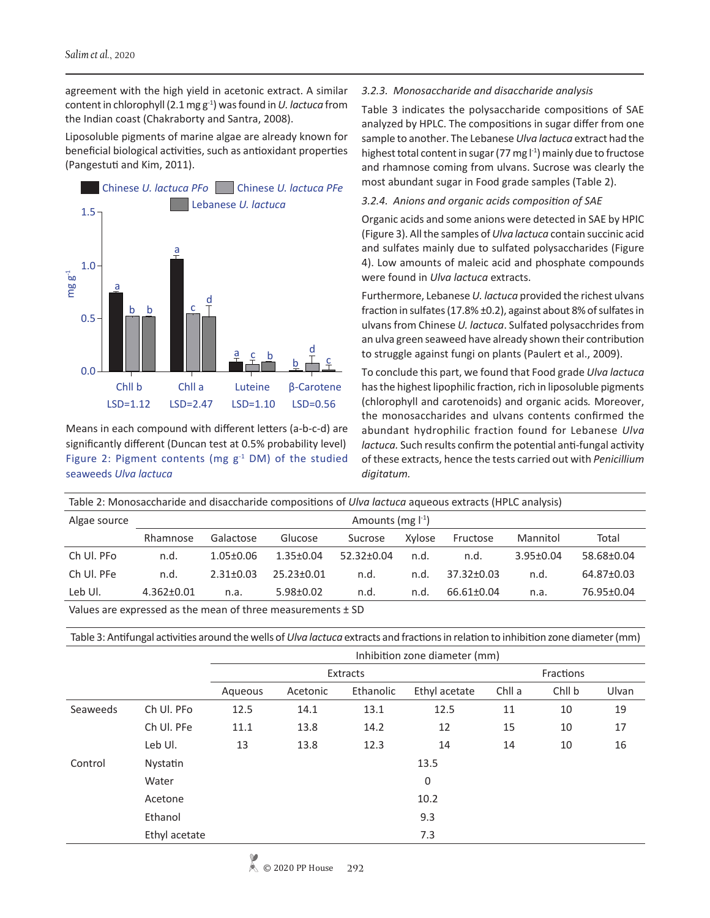agreement with the high yield in acetonic extract. A similar content in chlorophyll (2.1 mg $g^{-1}$) was found in *U. lactuca* from the Indian coast (Chakraborty and Santra, 2008).

Liposoluble pigments of marine algae are already known for beneficial biological activities, such as antioxidant properties (Pangestuti and Kim, 2011).

Means in each compound with different letters (a-b-c-d) are significantly different (Duncan test at 0.5% probability level)

Figure 2: Pigment contents (mg $g^{-1}$ DM) of the studied seaweeds *Ulva lactuca*

### 3.2.3. Monosaccharide and disaccharide analysis

Table 3 indicates the polysaccharide compositions of SAE analyzed by HPLC. The compositions in sugar differ from one sample to another. The Lebanese *Ulva lactuca* extract had the highest total content in sugar (77 mg $l^{-1}$) mainly due to fructose and rhamnose coming from ulvans. Sucrose was clearly the most abundant sugar in Food grade samples (Table 2).

### 3.2.4. Anions and organic acids composition of SAE

Organic acids and some anions were detected in SAE by HPIC (Figure 3). All the samples of *Ulva lactuca* contain succinic acid and sulfates mainly due to sulfated polysaccharides (Figure 4). Low amounts of maleic acid and phosphate compounds were found in *Ulva lactuca* extracts.

Furthermore, Lebanese *U. lactuca* provided the richest ulvans fraction in sulfates (17.8% ±0.2), against about 8% of sulfates in ulvans from Chinese *U. lactuca*. Sulfated polysacchrides from an ulva green seaweed have already shown their contribution to struggle against fungi on plants (Paulert et al., 2009).

To conclude this part, we found that Food grade *Ulva lactuca* has the highest lipophilic fraction, rich in liposoluble pigments (chlorophyll and carotenoids) and organic acids. Moreover, the monosaccharides and ulvans contents confirmed the abundant hydrophilic fraction found for Lebanese *Ulva lactuca.* Such results confirm the potential anti-fungal activity of these extracts, hence the tests carried out with *Penicillium digitatum.*

Table 2: Monosaccharide and disaccharide compositions of *Ulva lactuca* aqueous extracts (HPLC analysis)

| Algae source | Amounts (mg $l^{-1}$) | | | | | | | |
|---|---|---|---|---|---|---|---|---|
| | Rhamnose | Galactose | Glucose | Sucrose | Xylose | Fructose | Mannitol | Total |
| Ch Ul. PFo | n.d. | 1.05±0.06 | 1.35±0.04 | 52.32±0.04 | n.d. | n.d. | 3.95±0.04 | 58.68±0.04 |
| Ch Ul. PFe | n.d. | 2.31±0.03 | 25.23±0.01 | n.d. | n.d. | 37.32±0.03 | n.d. | 64.87±0.03 |
| Leb Ul. | 4.362±0.01 | n.a. | 5.98±0.02 | n.d. | n.d. | 66.61±0.04 | n.a. | 76.95±0.04 |

Values are expressed as the mean of three measurements ± SD

Table 3: Antifungal activities around the wells of *Ulva lactuca* extracts and fractions in relation to inhibition zone diameter (mm)

| | | Inhibition zone diameter (mm) | | | | | | |
|---|---|---|---|---|---|---|---|---|
| | | Extracts | | | | Fractions | | |
| | | Aqueous | Acetonic | Ethanolic | Ethyl acetate | Chll a | Chll b | Ulvan |
| Seaweeds | Ch Ul. PFo | 12.5 | 14.1 | 13.1 | 12.5 | 11 | 10 | 19 |
| | Ch Ul. PFe | 11.1 | 13.8 | 14.2 | 12 | 15 | 10 | 17 |
| | Leb Ul. | 13 | 13.8 | 12.3 | 14 | 14 | 10 | 16 |
| Control | Nystatin | 13.5 | | | | | | |
| | Water | 0 | | | | | | |
| | Acetone | 10.2 | | | | | | |
| | Ethanol | 9.3 | | | | | | |
| | Ethyl acetate | 7.3 | | | | | | |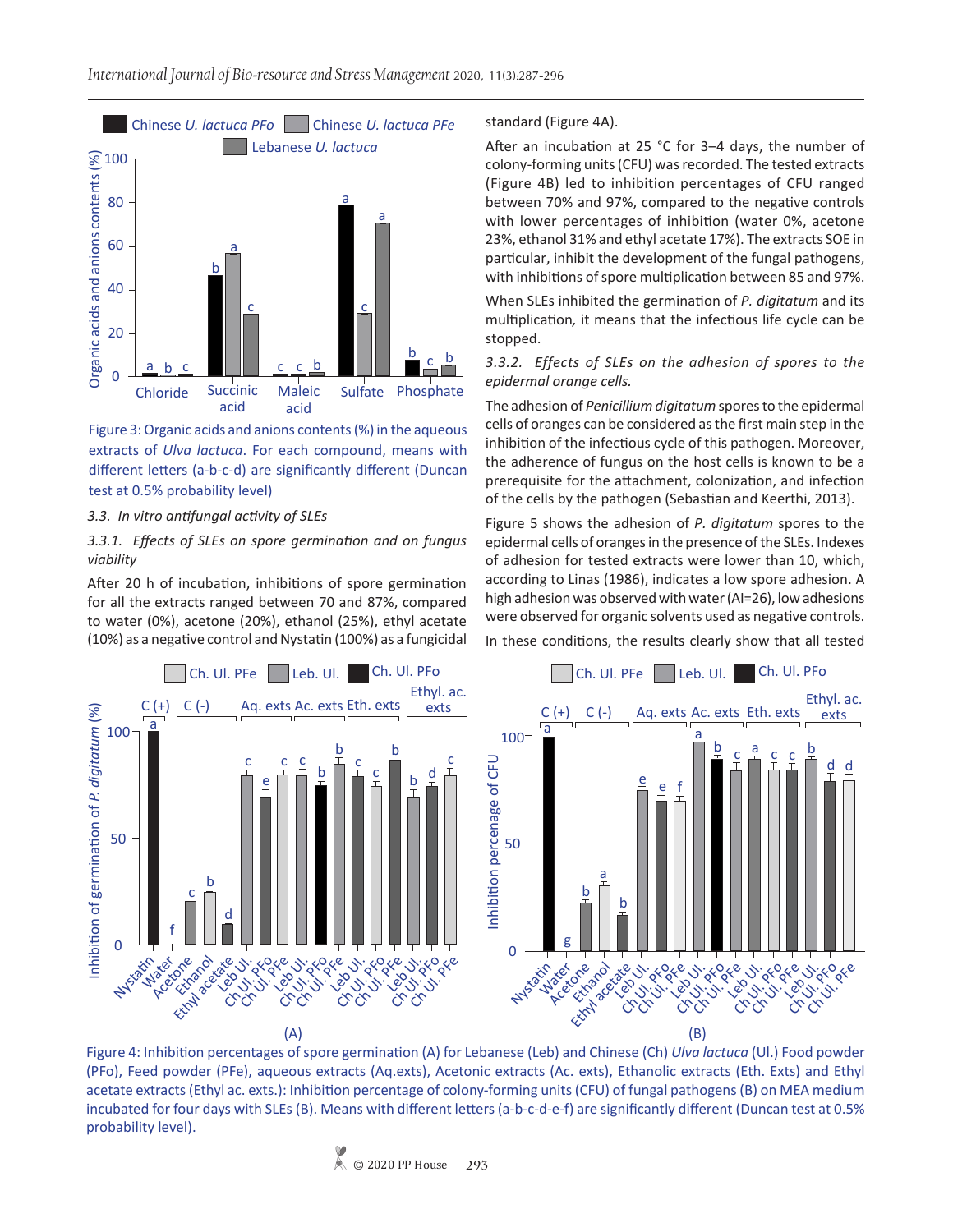Figure 3: Organic acids and anions contents (%) in the aqueous extracts of *Ulva lactuca*. For each compound, means with different letters (a-b-c-d) are significantly different (Duncan test at 0.5% probability level)

### 3.3. In vitro antifungal activity of SLEs

#### 3.3.1. Effects of SLEs on spore germination and on fungus viability

After 20 h of incubation, inhibitions of spore germination for all the extracts ranged between 70 and 87%, compared to water (0%), acetone (20%), ethanol (25%), ethyl acetate (10%) as a negative control and Nystatin (100%) as a fungicidal standard (Figure 4A).

After an incubation at 25 °C for 3–4 days, the number of colony-forming units (CFU) was recorded. The tested extracts (Figure 4B) led to inhibition percentages of CFU ranged between 70% and 97%, compared to the negative controls with lower percentages of inhibition (water 0%, acetone 23%, ethanol 31% and ethyl acetate 17%). The extracts SOE in particular, inhibit the development of the fungal pathogens, with inhibitions of spore multiplication between 85 and 97%.

When SLEs inhibited the germination of *P. digitatum* and its multiplication, it means that the infectious life cycle can be stopped.

#### 3.3.2. Effects of SLEs on the adhesion of spores to the epidermal orange cells.

The adhesion of *Penicillium digitatum* spores to the epidermal cells of oranges can be considered as the first main step in the inhibition of the infectious cycle of this pathogen. Moreover, the adherence of fungus on the host cells is known to be a prerequisite for the attachment, colonization, and infection of the cells by the pathogen (Sebastian and Keerthi, 2013).

Figure 5 shows the adhesion of *P. digitatum* spores to the epidermal cells of oranges in the presence of the SLEs. Indexes of adhesion for tested extracts were lower than 10, which, according to Linas (1986), indicates a low spore adhesion. A high adhesion was observed with water (AI=26), low adhesions were observed for organic solvents used as negative controls.

In these conditions, the results clearly show that all tested

Figure 4: Inhibition percentages of spore germination (A) for Lebanese (Leb) and Chinese (Ch) *Ulva lactuca* (Ul.) Food powder (PFo), Feed powder (PFe), aqueous extracts (Aq.exts), Acetonic extracts (Ac. exts), Ethanolic extracts (Eth. Exts) and Ethyl acetate extracts (Ethyl ac. exts.): Inhibition percentage of colony-forming units (CFU) of fungal pathogens (B) on MEA medium incubated for four days with SLEs (B). Means with different letters (a-b-c-d-e-f) are significantly different (Duncan test at 0.5% probability level).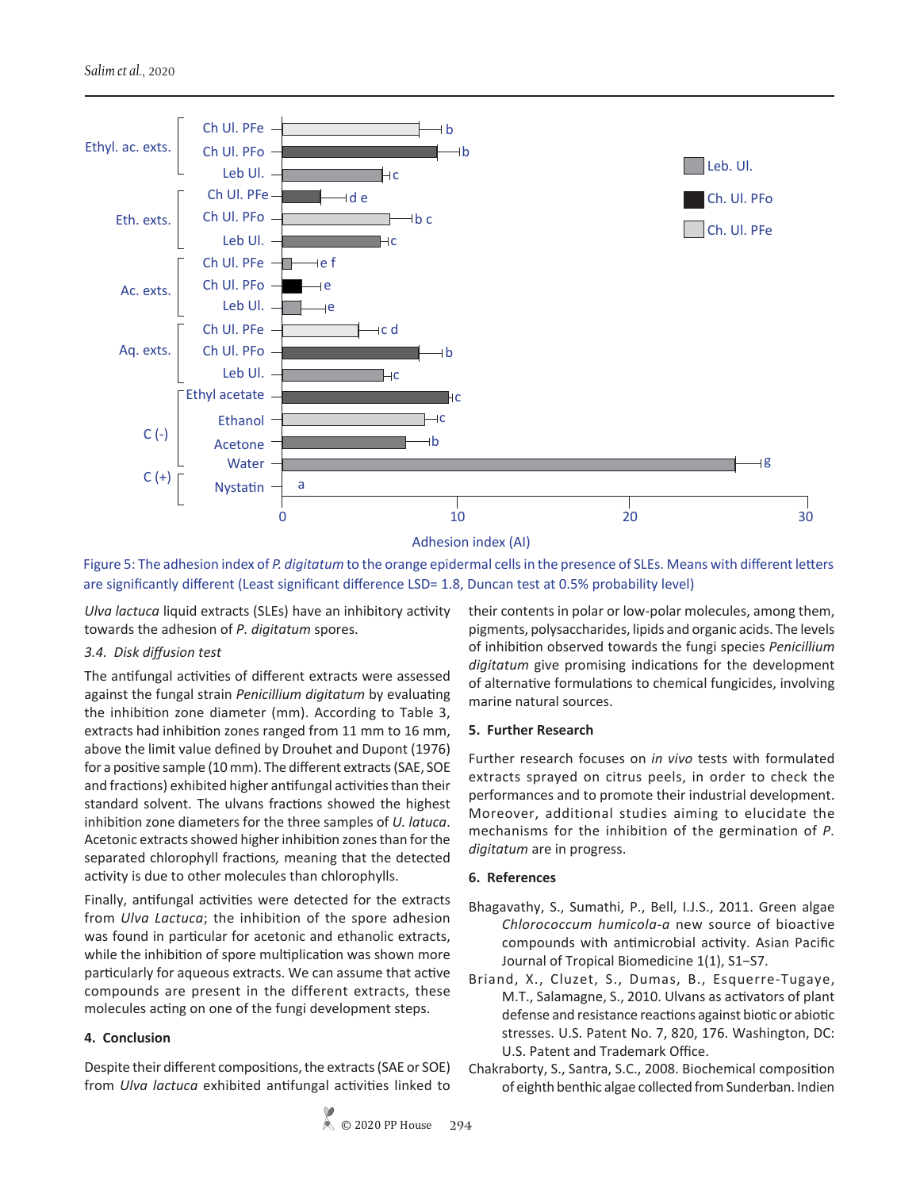Figure 5: The adhesion index of *P. digitatum* to the orange epidermal cells in the presence of SLEs. Means with different letters are significantly different (Least significant difference LSD= 1.8, Duncan test at 0.5% probability level)

*Ulva lactuca* liquid extracts (SLEs) have an inhibitory activity towards the adhesion of *P. digitatum* spores.

### *3.4. Disk diffusion test*

The antifungal activities of different extracts were assessed against the fungal strain *Penicillium digitatum* by evaluating the inhibition zone diameter (mm). According to Table 3, extracts had inhibition zones ranged from 11 mm to 16 mm, above the limit value defined by Drouhet and Dupont (1976) for a positive sample (10 mm). The different extracts (SAE, SOE and fractions) exhibited higher antifungal activities than their standard solvent. The ulvans fractions showed the highest inhibition zone diameters for the three samples of *U. latuca*. Acetonic extracts showed higher inhibition zones than for the separated chlorophyll fractions, meaning that the detected activity is due to other molecules than chlorophylls.

Finally, antifungal activities were detected for the extracts from *Ulva Lactuca*; the inhibition of the spore adhesion was found in particular for acetonic and ethanolic extracts, while the inhibition of spore multiplication was shown more particularly for aqueous extracts. We can assume that active compounds are present in the different extracts, these molecules acting on one of the fungi development steps.

## 4. Conclusion

Despite their different compositions, the extracts (SAE or SOE) from *Ulva lactuca* exhibited antifungal activities linked to their contents in polar or low-polar molecules, among them, pigments, polysaccharides, lipids and organic acids. The levels of inhibition observed towards the fungi species *Penicillium digitatum* give promising indications for the development of alternative formulations to chemical fungicides, involving marine natural sources.

## 5. Further Research

Further research focuses on *in vivo* tests with formulated extracts sprayed on citrus peels, in order to check the performances and to promote their industrial development. Moreover, additional studies aiming to elucidate the mechanisms for the inhibition of the germination of *P. digitatum* are in progress.

## 6. References

Bhagavathy, S., Sumathi, P., Bell, I.J.S., 2011. Green algae *Chlorococcum humicola-a* new source of bioactive compounds with antimicrobial activity. Asian Pacific Journal of Tropical Biomedicine 1(1), S1–S7.

Briand, X., Cluzet, S., Dumas, B., Esquerre-Tugaye, M.T., Salamagne, S., 2010. Ulvans as activators of plant defense and resistance reactions against biotic or abiotic stresses. U.S. Patent No. 7, 820, 176. Washington, DC: U.S. Patent and Trademark Office.

Chakraborty, S., Santra, S.C., 2008. Biochemical composition of eighth benthic algae collected from Sunderban. Indien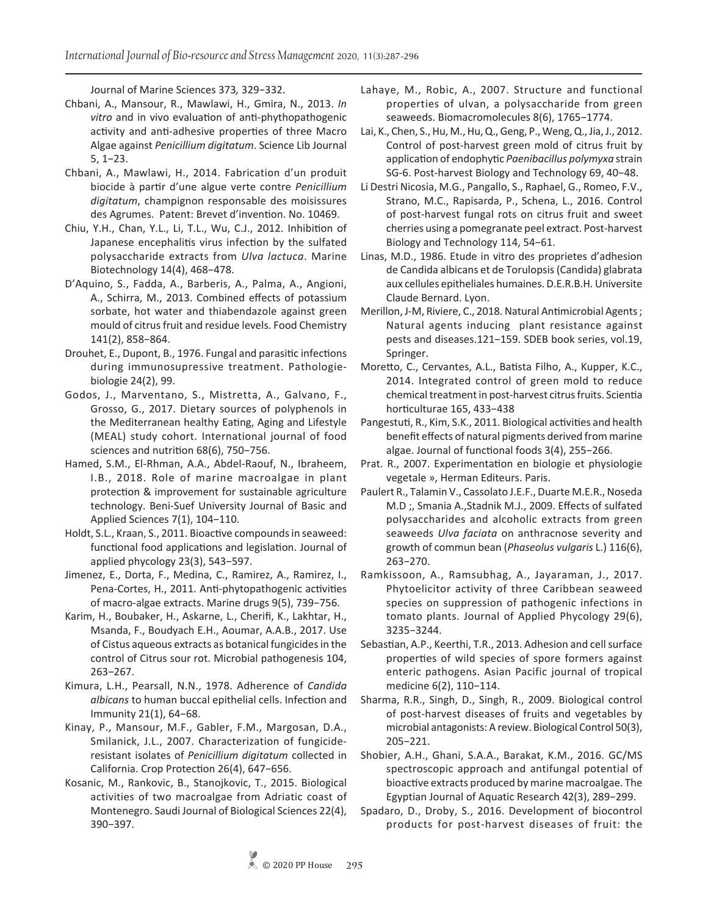Journal of Marine Sciences 373, 329−332.

Chbani, A., Mansour, R., Mawlawi, H., Gmira, N., 2013. *In vitro* and in vivo evaluation of anti-phythopathogenic activity and anti-adhesive properties of three Macro Algae against *Penicillium digitatum*. Science Lib Journal 5, 1−23.

Chbani, A., Mawlawi, H., 2014. Fabrication d'un produit biocide à partir d'une algue verte contre *Penicillium digitatum*, champignon responsable des moisissures des Agrumes. Patent: Brevet d'invention. No. 10469.

Chiu, Y.H., Chan, Y.L., Li, T.L., Wu, C.J., 2012. Inhibition of Japanese encephalitis virus infection by the sulfated polysaccharide extracts from *Ulva lactuca*. Marine Biotechnology 14(4), 468−478.

D'Aquino, S., Fadda, A., Barberis, A., Palma, A., Angioni, A., Schirra, M., 2013. Combined effects of potassium sorbate, hot water and thiabendazole against green mould of citrus fruit and residue levels. Food Chemistry 141(2), 858−864.

Drouhet, E., Dupont, B., 1976. Fungal and parasitic infections during immunosupressive treatment. Pathologie-biologie 24(2), 99.

Godos, J., Marventano, S., Mistretta, A., Galvano, F., Grosso, G., 2017. Dietary sources of polyphenols in the Mediterranean healthy Eating, Aging and Lifestyle (MEAL) study cohort. International journal of food sciences and nutrition 68(6), 750−756.

Hamed, S.M., El-Rhman, A.A., Abdel-Raouf, N., Ibraheem, I.B., 2018. Role of marine macroalgae in plant protection & improvement for sustainable agriculture technology. Beni-Suef University Journal of Basic and Applied Sciences 7(1), 104−110.

Holdt, S.L., Kraan, S., 2011. Bioactive compounds in seaweed: functional food applications and legislation. Journal of applied phycology 23(3), 543−597.

Jimenez, E., Dorta, F., Medina, C., Ramirez, A., Ramirez, I., Pena-Cortes, H., 2011. Anti-phytopathogenic activities of macro-algae extracts. Marine drugs 9(5), 739−756.

Karim, H., Boubaker, H., Askarne, L., Cherifi, K., Lakhtar, H., Msanda, F., Boudyach E.H., Aoumar, A.A.B., 2017. Use of Cistus aqueous extracts as botanical fungicides in the control of Citrus sour rot. Microbial pathogenesis 104, 263−267.

Kimura, L.H., Pearsall, N.N., 1978. Adherence of *Candida albicans* to human buccal epithelial cells. Infection and Immunity 21(1), 64−68.

Kinay, P., Mansour, M.F., Gabler, F.M., Margosan, D.A., Smilanick, J.L., 2007. Characterization of fungicide-resistant isolates of *Penicillium digitatum* collected in California. Crop Protection 26(4), 647−656.

Kosanic, M., Rankovic, B., Stanojkovic, T., 2015. Biological activities of two macroalgae from Adriatic coast of Montenegro. Saudi Journal of Biological Sciences 22(4), 390−397.

Lahaye, M., Robic, A., 2007. Structure and functional properties of ulvan, a polysaccharide from green seaweeds. Biomacromolecules 8(6), 1765−1774.

Lai, K., Chen, S., Hu, M., Hu, Q., Geng, P., Weng, Q., Jia, J., 2012. Control of post-harvest green mold of citrus fruit by application of endophytic *Paenibacillus polymyxa* strain SG-6. Post-harvest Biology and Technology 69, 40−48.

Li Destri Nicosia, M.G., Pangallo, S., Raphael, G., Romeo, F.V., Strano, M.C., Rapisarda, P., Schena, L., 2016. Control of post-harvest fungal rots on citrus fruit and sweet cherries using a pomegranate peel extract. Post-harvest Biology and Technology 114, 54−61.

Linas, M.D., 1986. Etude in vitro des proprietes d'adhesion de Candida albicans et de Torulopsis (Candida) glabrata aux cellules epitheliales humaines. D.E.R.B.H. Universite Claude Bernard. Lyon.

Merillon, J-M, Riviere, C., 2018. Natural Antimicrobial Agents ; Natural agents inducing plant resistance against pests and diseases.121−159. SDEB book series, vol.19, Springer.

Moretto, C., Cervantes, A.L., Batista Filho, A., Kupper, K.C., 2014. Integrated control of green mold to reduce chemical treatment in post-harvest citrus fruits. Scientia horticulturae 165, 433−438

Pangestuti, R., Kim, S.K., 2011. Biological activities and health benefit effects of natural pigments derived from marine algae. Journal of functional foods 3(4), 255−266.

Prat. R., 2007. Experimentation en biologie et physiologie vegetale », Herman Editeurs. Paris.

Paulert R., Talamin V., Cassolato J.E.F., Duarte M.E.R., Noseda M.D ;, Smania A.,Stadnik M.J., 2009. Effects of sulfated polysaccharides and alcoholic extracts from green seaweeds *Ulva faciata* on anthracnose severity and growth of commun bean (*Phaseolus vulgaris* L.) 116(6), 263−270.

Ramkissoon, A., Ramsubhag, A., Jayaraman, J., 2017. Phytoelicitor activity of three Caribbean seaweed species on suppression of pathogenic infections in tomato plants. Journal of Applied Phycology 29(6), 3235−3244.

Sebastian, A.P., Keerthi, T.R., 2013. Adhesion and cell surface properties of wild species of spore formers against enteric pathogens. Asian Pacific journal of tropical medicine 6(2), 110−114.

Sharma, R.R., Singh, D., Singh, R., 2009. Biological control of post-harvest diseases of fruits and vegetables by microbial antagonists: A review. Biological Control 50(3), 205−221.

Shobier, A.H., Ghani, S.A.A., Barakat, K.M., 2016. GC/MS spectroscopic approach and antifungal potential of bioactive extracts produced by marine macroalgae. The Egyptian Journal of Aquatic Research 42(3), 289−299.

Spadaro, D., Droby, S., 2016. Development of biocontrol products for post-harvest diseases of fruit: the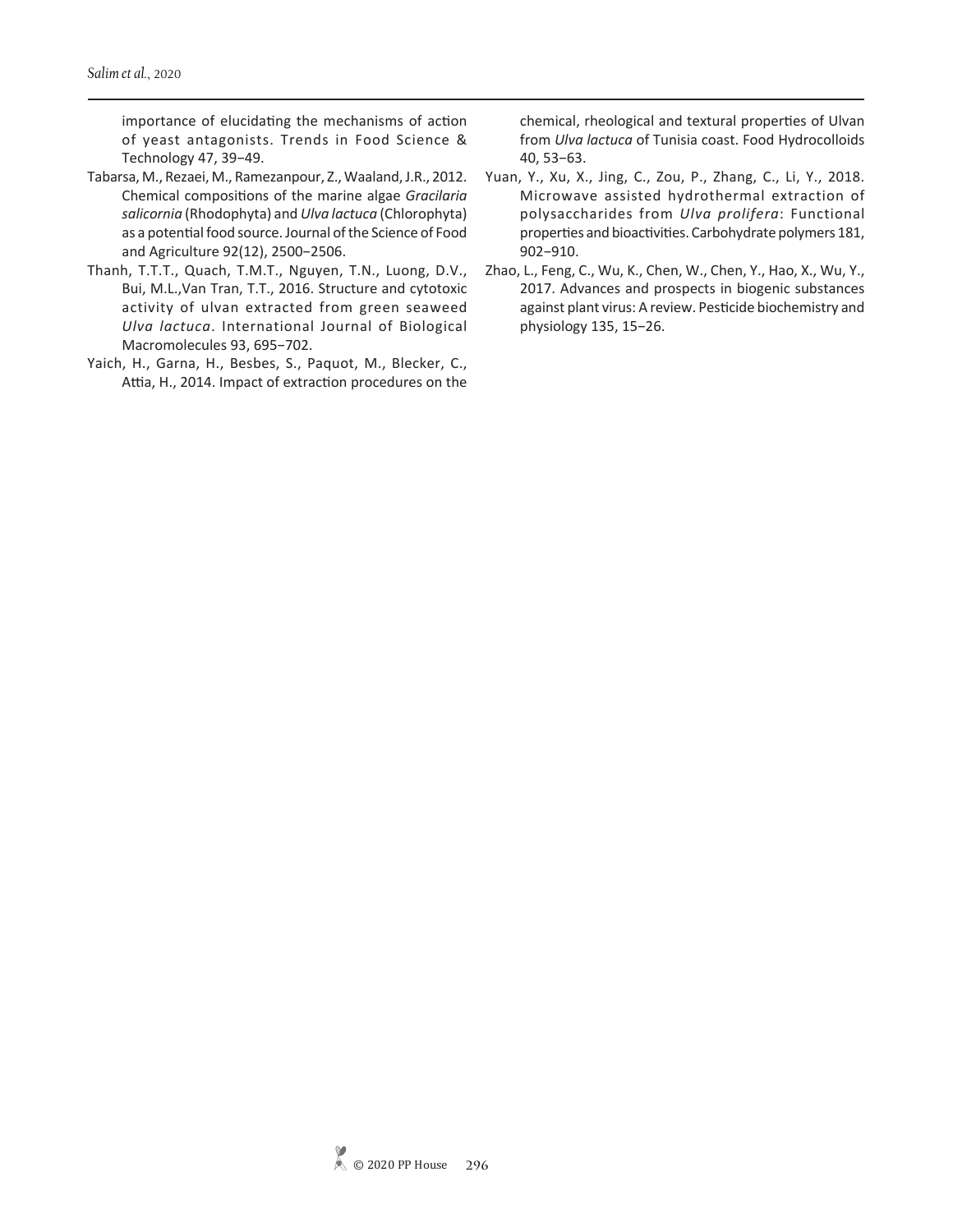importance of elucidating the mechanisms of action of yeast antagonists. Trends in Food Science & Technology 47, 39−49.

Tabarsa, M., Rezaei, M., Ramezanpour, Z., Waaland, J.R., 2012. Chemical compositions of the marine algae *Gracilaria salicornia* (Rhodophyta) and *Ulva lactuca* (Chlorophyta) as a potential food source. Journal of the Science of Food and Agriculture 92(12), 2500−2506.

Thanh, T.T.T., Quach, T.M.T., Nguyen, T.N., Luong, D.V., Bui, M.L.,Van Tran, T.T., 2016. Structure and cytotoxic activity of ulvan extracted from green seaweed *Ulva lactuca*. International Journal of Biological Macromolecules 93, 695−702.

Yaich, H., Garna, H., Besbes, S., Paquot, M., Blecker, C., Attia, H., 2014. Impact of extraction procedures on the chemical, rheological and textural properties of Ulvan from *Ulva lactuca* of Tunisia coast. Food Hydrocolloids 40, 53−63.

Yuan, Y., Xu, X., Jing, C., Zou, P., Zhang, C., Li, Y., 2018. Microwave assisted hydrothermal extraction of polysaccharides from *Ulva prolifera*: Functional properties and bioactivities. Carbohydrate polymers 181, 902−910.

Zhao, L., Feng, C., Wu, K., Chen, W., Chen, Y., Hao, X., Wu, Y., 2017. Advances and prospects in biogenic substances against plant virus: A review. Pesticide biochemistry and physiology 135, 15−26.